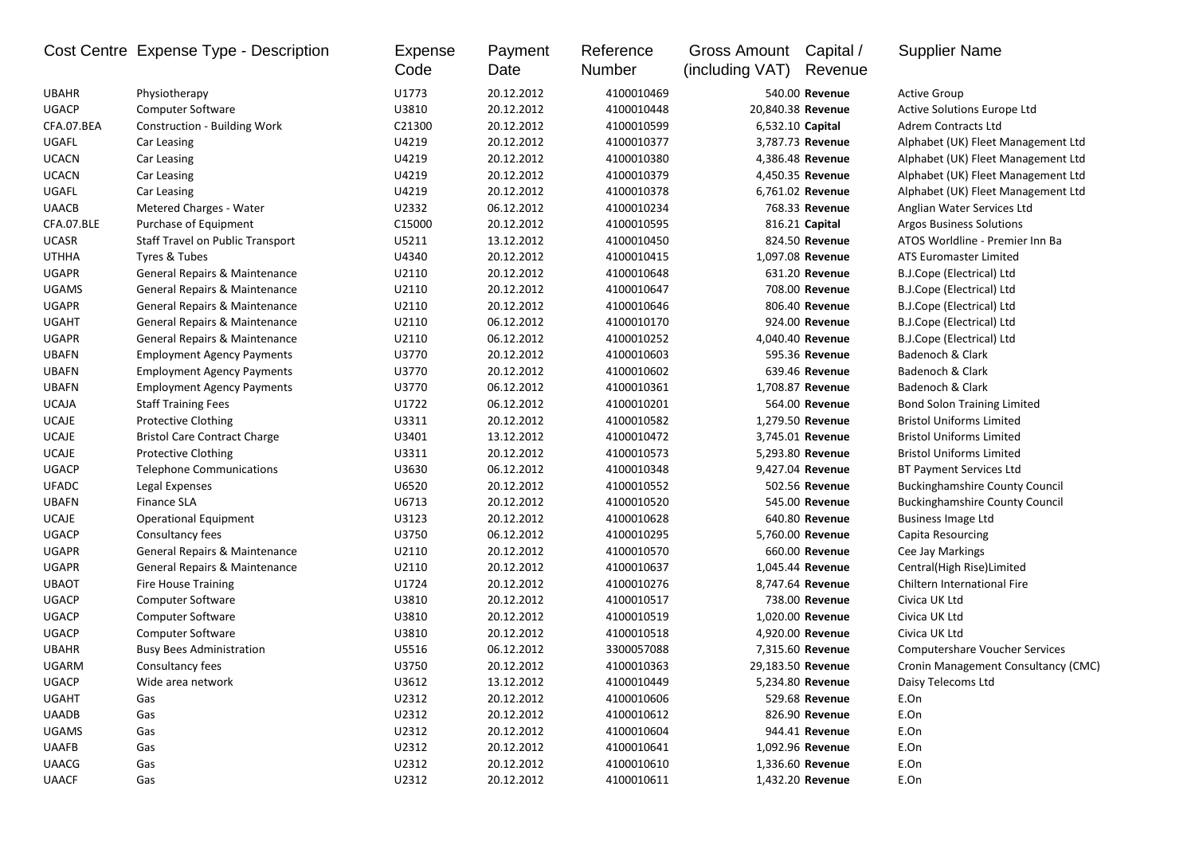| Cost Centre | Expense Type - Description | Expense Code | Payment Date | Reference Number | Gross Amount (including VAT) | Capital / Revenue | Supplier Name |
|---|---|---|---|---|---|---|---|
| UBAHR | Physiotherapy | U1773 | 20.12.2012 | 4100010469 | 540.00 | **Revenue** | Active Group |
| UGACP | Computer Software | U3810 | 20.12.2012 | 4100010448 | 20,840.38 | **Revenue** | Active Solutions Europe Ltd |
| CFA.07.BEA | Construction - Building Work | C21300 | 20.12.2012 | 4100010599 | 6,532.10 | **Capital** | Adrem Contracts Ltd |
| UGAFL | Car Leasing | U4219 | 20.12.2012 | 4100010377 | 3,787.73 | **Revenue** | Alphabet (UK) Fleet Management Ltd |
| UCACN | Car Leasing | U4219 | 20.12.2012 | 4100010380 | 4,386.48 | **Revenue** | Alphabet (UK) Fleet Management Ltd |
| UCACN | Car Leasing | U4219 | 20.12.2012 | 4100010379 | 4,450.35 | **Revenue** | Alphabet (UK) Fleet Management Ltd |
| UGAFL | Car Leasing | U4219 | 20.12.2012 | 4100010378 | 6,761.02 | **Revenue** | Alphabet (UK) Fleet Management Ltd |
| UAACB | Metered Charges - Water | U2332 | 06.12.2012 | 4100010234 | 768.33 | **Revenue** | Anglian Water Services Ltd |
| CFA.07.BLE | Purchase of Equipment | C15000 | 20.12.2012 | 4100010595 | 816.21 | **Capital** | Argos Business Solutions |
| UCASR | Staff Travel on Public Transport | U5211 | 13.12.2012 | 4100010450 | 824.50 | **Revenue** | ATOS Worldline - Premier Inn Ba |
| UTHHA | Tyres & Tubes | U4340 | 20.12.2012 | 4100010415 | 1,097.08 | **Revenue** | ATS Euromaster Limited |
| UGAPR | General Repairs & Maintenance | U2110 | 20.12.2012 | 4100010648 | 631.20 | **Revenue** | B.J.Cope (Electrical) Ltd |
| UGAMS | General Repairs & Maintenance | U2110 | 20.12.2012 | 4100010647 | 708.00 | **Revenue** | B.J.Cope (Electrical) Ltd |
| UGAPR | General Repairs & Maintenance | U2110 | 20.12.2012 | 4100010646 | 806.40 | **Revenue** | B.J.Cope (Electrical) Ltd |
| UGAHT | General Repairs & Maintenance | U2110 | 06.12.2012 | 4100010170 | 924.00 | **Revenue** | B.J.Cope (Electrical) Ltd |
| UGAPR | General Repairs & Maintenance | U2110 | 06.12.2012 | 4100010252 | 4,040.40 | **Revenue** | B.J.Cope (Electrical) Ltd |
| UBAFN | Employment Agency Payments | U3770 | 20.12.2012 | 4100010603 | 595.36 | **Revenue** | Badenoch & Clark |
| UBAFN | Employment Agency Payments | U3770 | 20.12.2012 | 4100010602 | 639.46 | **Revenue** | Badenoch & Clark |
| UBAFN | Employment Agency Payments | U3770 | 06.12.2012 | 4100010361 | 1,708.87 | **Revenue** | Badenoch & Clark |
| UCAJA | Staff Training Fees | U1722 | 06.12.2012 | 4100010201 | 564.00 | **Revenue** | Bond Solon Training Limited |
| UCAJE | Protective Clothing | U3311 | 20.12.2012 | 4100010582 | 1,279.50 | **Revenue** | Bristol Uniforms Limited |
| UCAJE | Bristol Care Contract Charge | U3401 | 13.12.2012 | 4100010472 | 3,745.01 | **Revenue** | Bristol Uniforms Limited |
| UCAJE | Protective Clothing | U3311 | 20.12.2012 | 4100010573 | 5,293.80 | **Revenue** | Bristol Uniforms Limited |
| UGACP | Telephone Communications | U3630 | 06.12.2012 | 4100010348 | 9,427.04 | **Revenue** | BT Payment Services Ltd |
| UFADC | Legal Expenses | U6520 | 20.12.2012 | 4100010552 | 502.56 | **Revenue** | Buckinghamshire County Council |
| UBAFN | Finance SLA | U6713 | 20.12.2012 | 4100010520 | 545.00 | **Revenue** | Buckinghamshire County Council |
| UCAJE | Operational Equipment | U3123 | 20.12.2012 | 4100010628 | 640.80 | **Revenue** | Business Image Ltd |
| UGACP | Consultancy fees | U3750 | 06.12.2012 | 4100010295 | 5,760.00 | **Revenue** | Capita Resourcing |
| UGAPR | General Repairs & Maintenance | U2110 | 20.12.2012 | 4100010570 | 660.00 | **Revenue** | Cee Jay Markings |
| UGAPR | General Repairs & Maintenance | U2110 | 20.12.2012 | 4100010637 | 1,045.44 | **Revenue** | Central(High Rise)Limited |
| UBAOT | Fire House Training | U1724 | 20.12.2012 | 4100010276 | 8,747.64 | **Revenue** | Chiltern International Fire |
| UGACP | Computer Software | U3810 | 20.12.2012 | 4100010517 | 738.00 | **Revenue** | Civica UK Ltd |
| UGACP | Computer Software | U3810 | 20.12.2012 | 4100010519 | 1,020.00 | **Revenue** | Civica UK Ltd |
| UGACP | Computer Software | U3810 | 20.12.2012 | 4100010518 | 4,920.00 | **Revenue** | Civica UK Ltd |
| UBAHR | Busy Bees Administration | U5516 | 06.12.2012 | 3300057088 | 7,315.60 | **Revenue** | Computershare Voucher Services |
| UGARM | Consultancy fees | U3750 | 20.12.2012 | 4100010363 | 29,183.50 | **Revenue** | Cronin Management Consultancy (CMC) |
| UGACP | Wide area network | U3612 | 13.12.2012 | 4100010449 | 5,234.80 | **Revenue** | Daisy Telecoms Ltd |
| UGAHT | Gas | U2312 | 20.12.2012 | 4100010606 | 529.68 | **Revenue** | E.On |
| UAADB | Gas | U2312 | 20.12.2012 | 4100010612 | 826.90 | **Revenue** | E.On |
| UGAMS | Gas | U2312 | 20.12.2012 | 4100010604 | 944.41 | **Revenue** | E.On |
| UAAFB | Gas | U2312 | 20.12.2012 | 4100010641 | 1,092.96 | **Revenue** | E.On |
| UAACG | Gas | U2312 | 20.12.2012 | 4100010610 | 1,336.60 | **Revenue** | E.On |
| UAACF | Gas | U2312 | 20.12.2012 | 4100010611 | 1,432.20 | **Revenue** | E.On |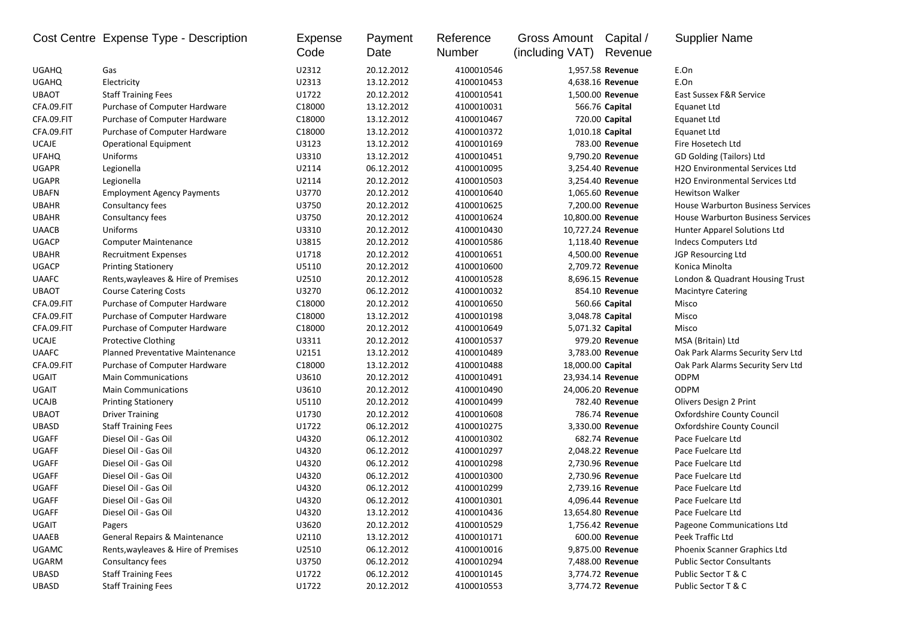| Cost Centre | Expense Type - Description | Expense Code | Payment Date | Reference Number | Gross Amount (including VAT) | Capital / Revenue | Supplier Name |
|---|---|---|---|---|---|---|---|
| UGAHQ | Gas | U2312 | 20.12.2012 | 4100010546 | 1,957.58 | **Revenue** | E.On |
| UGAHQ | Electricity | U2313 | 13.12.2012 | 4100010453 | 4,638.16 | **Revenue** | E.On |
| UBAOT | Staff Training Fees | U1722 | 20.12.2012 | 4100010541 | 1,500.00 | **Revenue** | East Sussex F&R Service |
| CFA.09.FIT | Purchase of Computer Hardware | C18000 | 13.12.2012 | 4100010031 | 566.76 | **Capital** | Equanet Ltd |
| CFA.09.FIT | Purchase of Computer Hardware | C18000 | 13.12.2012 | 4100010467 | 720.00 | **Capital** | Equanet Ltd |
| CFA.09.FIT | Purchase of Computer Hardware | C18000 | 13.12.2012 | 4100010372 | 1,010.18 | **Capital** | Equanet Ltd |
| UCAJE | Operational Equipment | U3123 | 13.12.2012 | 4100010169 | 783.00 | **Revenue** | Fire Hosetech Ltd |
| UFAHQ | Uniforms | U3310 | 13.12.2012 | 4100010451 | 9,790.20 | **Revenue** | GD Golding (Tailors) Ltd |
| UGAPR | Legionella | U2114 | 06.12.2012 | 4100010095 | 3,254.40 | **Revenue** | H2O Environmental Services Ltd |
| UGAPR | Legionella | U2114 | 20.12.2012 | 4100010503 | 3,254.40 | **Revenue** | H2O Environmental Services Ltd |
| UBAFN | Employment Agency Payments | U3770 | 20.12.2012 | 4100010640 | 1,065.60 | **Revenue** | Hewitson Walker |
| UBAHR | Consultancy fees | U3750 | 20.12.2012 | 4100010625 | 7,200.00 | **Revenue** | House Warburton Business Services |
| UBAHR | Consultancy fees | U3750 | 20.12.2012 | 4100010624 | 10,800.00 | **Revenue** | House Warburton Business Services |
| UAACB | Uniforms | U3310 | 20.12.2012 | 4100010430 | 10,727.24 | **Revenue** | Hunter Apparel Solutions Ltd |
| UGACP | Computer Maintenance | U3815 | 20.12.2012 | 4100010586 | 1,118.40 | **Revenue** | Indecs Computers Ltd |
| UBAHR | Recruitment Expenses | U1718 | 20.12.2012 | 4100010651 | 4,500.00 | **Revenue** | JGP Resourcing Ltd |
| UGACP | Printing Stationery | U5110 | 20.12.2012 | 4100010600 | 2,709.72 | **Revenue** | Konica Minolta |
| UAAFC | Rents,wayleaves & Hire of Premises | U2510 | 20.12.2012 | 4100010528 | 8,696.15 | **Revenue** | London & Quadrant Housing Trust |
| UBAOT | Course Catering Costs | U3270 | 06.12.2012 | 4100010032 | 854.10 | **Revenue** | Macintyre Catering |
| CFA.09.FIT | Purchase of Computer Hardware | C18000 | 20.12.2012 | 4100010650 | 560.66 | **Capital** | Misco |
| CFA.09.FIT | Purchase of Computer Hardware | C18000 | 13.12.2012 | 4100010198 | 3,048.78 | **Capital** | Misco |
| CFA.09.FIT | Purchase of Computer Hardware | C18000 | 20.12.2012 | 4100010649 | 5,071.32 | **Capital** | Misco |
| UCAJE | Protective Clothing | U3311 | 20.12.2012 | 4100010537 | 979.20 | **Revenue** | MSA (Britain) Ltd |
| UAAFC | Planned Preventative Maintenance | U2151 | 13.12.2012 | 4100010489 | 3,783.00 | **Revenue** | Oak Park Alarms Security Serv Ltd |
| CFA.09.FIT | Purchase of Computer Hardware | C18000 | 13.12.2012 | 4100010488 | 18,000.00 | **Capital** | Oak Park Alarms Security Serv Ltd |
| UGAIT | Main Communications | U3610 | 20.12.2012 | 4100010491 | 23,934.14 | **Revenue** | ODPM |
| UGAIT | Main Communications | U3610 | 20.12.2012 | 4100010490 | 24,006.20 | **Revenue** | ODPM |
| UCAJB | Printing Stationery | U5110 | 20.12.2012 | 4100010499 | 782.40 | **Revenue** | Olivers Design 2 Print |
| UBAOT | Driver Training | U1730 | 20.12.2012 | 4100010608 | 786.74 | **Revenue** | Oxfordshire County Council |
| UBASD | Staff Training Fees | U1722 | 06.12.2012 | 4100010275 | 3,330.00 | **Revenue** | Oxfordshire County Council |
| UGAFF | Diesel Oil - Gas Oil | U4320 | 06.12.2012 | 4100010302 | 682.74 | **Revenue** | Pace Fuelcare Ltd |
| UGAFF | Diesel Oil - Gas Oil | U4320 | 06.12.2012 | 4100010297 | 2,048.22 | **Revenue** | Pace Fuelcare Ltd |
| UGAFF | Diesel Oil - Gas Oil | U4320 | 06.12.2012 | 4100010298 | 2,730.96 | **Revenue** | Pace Fuelcare Ltd |
| UGAFF | Diesel Oil - Gas Oil | U4320 | 06.12.2012 | 4100010300 | 2,730.96 | **Revenue** | Pace Fuelcare Ltd |
| UGAFF | Diesel Oil - Gas Oil | U4320 | 06.12.2012 | 4100010299 | 2,739.16 | **Revenue** | Pace Fuelcare Ltd |
| UGAFF | Diesel Oil - Gas Oil | U4320 | 06.12.2012 | 4100010301 | 4,096.44 | **Revenue** | Pace Fuelcare Ltd |
| UGAFF | Diesel Oil - Gas Oil | U4320 | 13.12.2012 | 4100010436 | 13,654.80 | **Revenue** | Pace Fuelcare Ltd |
| UGAIT | Pagers | U3620 | 20.12.2012 | 4100010529 | 1,756.42 | **Revenue** | Pageone Communications Ltd |
| UAAEB | General Repairs & Maintenance | U2110 | 13.12.2012 | 4100010171 | 600.00 | **Revenue** | Peek Traffic Ltd |
| UGAMC | Rents,wayleaves & Hire of Premises | U2510 | 06.12.2012 | 4100010016 | 9,875.00 | **Revenue** | Phoenix Scanner Graphics Ltd |
| UGARM | Consultancy fees | U3750 | 06.12.2012 | 4100010294 | 7,488.00 | **Revenue** | Public Sector Consultants |
| UBASD | Staff Training Fees | U1722 | 06.12.2012 | 4100010145 | 3,774.72 | **Revenue** | Public Sector T & C |
| UBASD | Staff Training Fees | U1722 | 20.12.2012 | 4100010553 | 3,774.72 | **Revenue** | Public Sector T & C |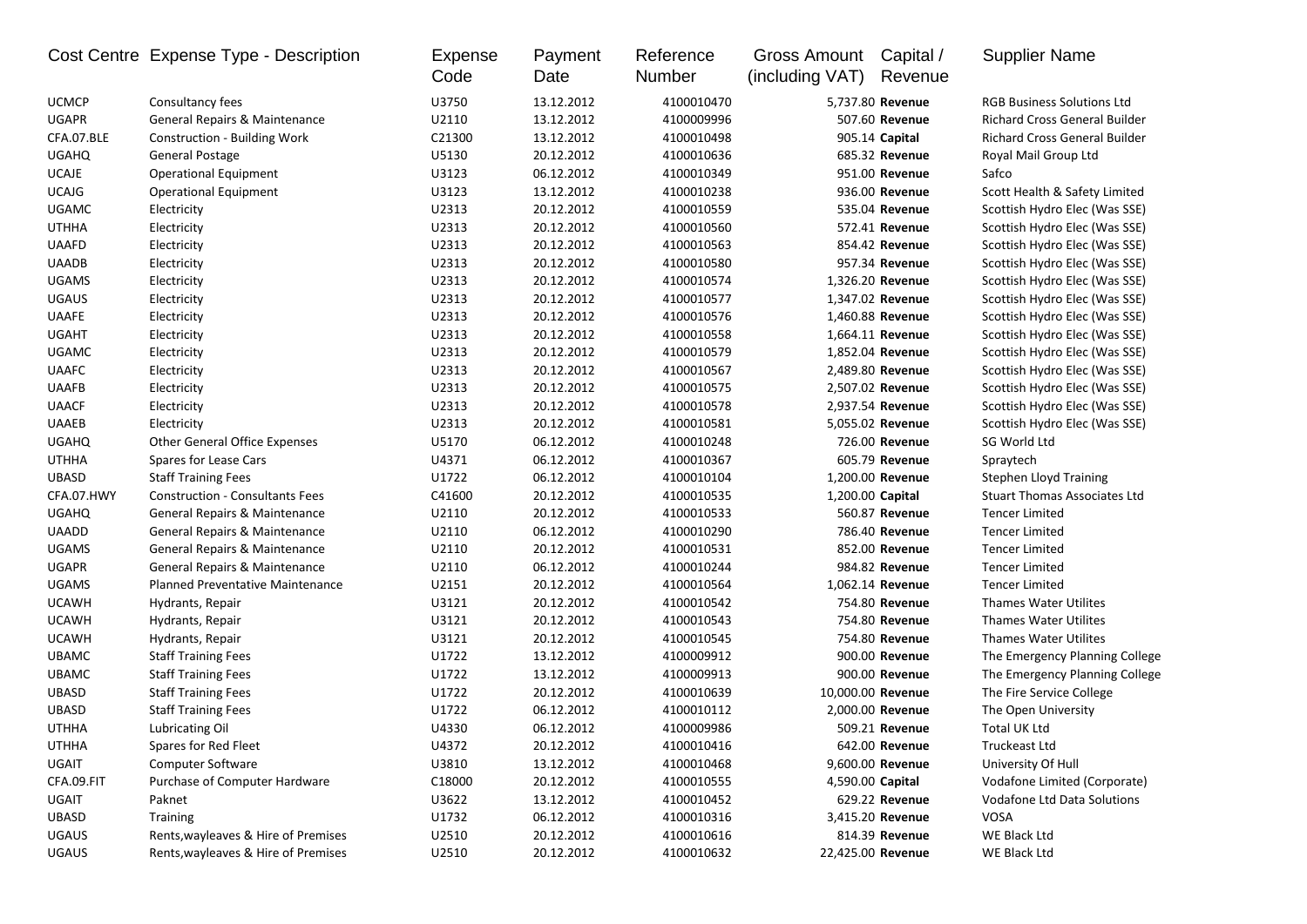| Cost Centre | Expense Type - Description | Expense Code | Payment Date | Reference Number | Gross Amount (including VAT) | Capital / Revenue | Supplier Name |
|---|---|---|---|---|---|---|---|
| UCMCP | Consultancy fees | U3750 | 13.12.2012 | 4100010470 | 5,737.80 | **Revenue** | RGB Business Solutions Ltd |
| UGAPR | General Repairs & Maintenance | U2110 | 13.12.2012 | 4100009996 | 507.60 | **Revenue** | Richard Cross General Builder |
| CFA.07.BLE | Construction - Building Work | C21300 | 13.12.2012 | 4100010498 | 905.14 | **Capital** | Richard Cross General Builder |
| UGAHQ | General Postage | U5130 | 20.12.2012 | 4100010636 | 685.32 | **Revenue** | Royal Mail Group Ltd |
| UCAJE | Operational Equipment | U3123 | 06.12.2012 | 4100010349 | 951.00 | **Revenue** | Safco |
| UCAJG | Operational Equipment | U3123 | 13.12.2012 | 4100010238 | 936.00 | **Revenue** | Scott Health & Safety Limited |
| UGAMC | Electricity | U2313 | 20.12.2012 | 4100010559 | 535.04 | **Revenue** | Scottish Hydro Elec (Was SSE) |
| UTHHA | Electricity | U2313 | 20.12.2012 | 4100010560 | 572.41 | **Revenue** | Scottish Hydro Elec (Was SSE) |
| UAAFD | Electricity | U2313 | 20.12.2012 | 4100010563 | 854.42 | **Revenue** | Scottish Hydro Elec (Was SSE) |
| UAADB | Electricity | U2313 | 20.12.2012 | 4100010580 | 957.34 | **Revenue** | Scottish Hydro Elec (Was SSE) |
| UGAMS | Electricity | U2313 | 20.12.2012 | 4100010574 | 1,326.20 | **Revenue** | Scottish Hydro Elec (Was SSE) |
| UGAUS | Electricity | U2313 | 20.12.2012 | 4100010577 | 1,347.02 | **Revenue** | Scottish Hydro Elec (Was SSE) |
| UAAFE | Electricity | U2313 | 20.12.2012 | 4100010576 | 1,460.88 | **Revenue** | Scottish Hydro Elec (Was SSE) |
| UGAHT | Electricity | U2313 | 20.12.2012 | 4100010558 | 1,664.11 | **Revenue** | Scottish Hydro Elec (Was SSE) |
| UGAMC | Electricity | U2313 | 20.12.2012 | 4100010579 | 1,852.04 | **Revenue** | Scottish Hydro Elec (Was SSE) |
| UAAFC | Electricity | U2313 | 20.12.2012 | 4100010567 | 2,489.80 | **Revenue** | Scottish Hydro Elec (Was SSE) |
| UAAFB | Electricity | U2313 | 20.12.2012 | 4100010575 | 2,507.02 | **Revenue** | Scottish Hydro Elec (Was SSE) |
| UAACF | Electricity | U2313 | 20.12.2012 | 4100010578 | 2,937.54 | **Revenue** | Scottish Hydro Elec (Was SSE) |
| UAAEB | Electricity | U2313 | 20.12.2012 | 4100010581 | 5,055.02 | **Revenue** | Scottish Hydro Elec (Was SSE) |
| UGAHQ | Other General Office Expenses | U5170 | 06.12.2012 | 4100010248 | 726.00 | **Revenue** | SG World Ltd |
| UTHHA | Spares for Lease Cars | U4371 | 06.12.2012 | 4100010367 | 605.79 | **Revenue** | Spraytech |
| UBASD | Staff Training Fees | U1722 | 06.12.2012 | 4100010104 | 1,200.00 | **Revenue** | Stephen Lloyd Training |
| CFA.07.HWY | Construction - Consultants Fees | C41600 | 20.12.2012 | 4100010535 | 1,200.00 | **Capital** | Stuart Thomas Associates Ltd |
| UGAHQ | General Repairs & Maintenance | U2110 | 20.12.2012 | 4100010533 | 560.87 | **Revenue** | Tencer Limited |
| UAADD | General Repairs & Maintenance | U2110 | 06.12.2012 | 4100010290 | 786.40 | **Revenue** | Tencer Limited |
| UGAMS | General Repairs & Maintenance | U2110 | 20.12.2012 | 4100010531 | 852.00 | **Revenue** | Tencer Limited |
| UGAPR | General Repairs & Maintenance | U2110 | 06.12.2012 | 4100010244 | 984.82 | **Revenue** | Tencer Limited |
| UGAMS | Planned Preventative Maintenance | U2151 | 20.12.2012 | 4100010564 | 1,062.14 | **Revenue** | Tencer Limited |
| UCAWH | Hydrants, Repair | U3121 | 20.12.2012 | 4100010542 | 754.80 | **Revenue** | Thames Water Utilites |
| UCAWH | Hydrants, Repair | U3121 | 20.12.2012 | 4100010543 | 754.80 | **Revenue** | Thames Water Utilites |
| UCAWH | Hydrants, Repair | U3121 | 20.12.2012 | 4100010545 | 754.80 | **Revenue** | Thames Water Utilites |
| UBAMC | Staff Training Fees | U1722 | 13.12.2012 | 4100009912 | 900.00 | **Revenue** | The Emergency Planning College |
| UBAMC | Staff Training Fees | U1722 | 13.12.2012 | 4100009913 | 900.00 | **Revenue** | The Emergency Planning College |
| UBASD | Staff Training Fees | U1722 | 20.12.2012 | 4100010639 | 10,000.00 | **Revenue** | The Fire Service College |
| UBASD | Staff Training Fees | U1722 | 06.12.2012 | 4100010112 | 2,000.00 | **Revenue** | The Open University |
| UTHHA | Lubricating Oil | U4330 | 06.12.2012 | 4100009986 | 509.21 | **Revenue** | Total UK Ltd |
| UTHHA | Spares for Red Fleet | U4372 | 20.12.2012 | 4100010416 | 642.00 | **Revenue** | Truckeast Ltd |
| UGAIT | Computer Software | U3810 | 13.12.2012 | 4100010468 | 9,600.00 | **Revenue** | University Of Hull |
| CFA.09.FIT | Purchase of Computer Hardware | C18000 | 20.12.2012 | 4100010555 | 4,590.00 | **Capital** | Vodafone Limited (Corporate) |
| UGAIT | Paknet | U3622 | 13.12.2012 | 4100010452 | 629.22 | **Revenue** | Vodafone Ltd Data Solutions |
| UBASD | Training | U1732 | 06.12.2012 | 4100010316 | 3,415.20 | **Revenue** | VOSA |
| UGAUS | Rents,wayleaves & Hire of Premises | U2510 | 20.12.2012 | 4100010616 | 814.39 | **Revenue** | WE Black Ltd |
| UGAUS | Rents,wayleaves & Hire of Premises | U2510 | 20.12.2012 | 4100010632 | 22,425.00 | **Revenue** | WE Black Ltd |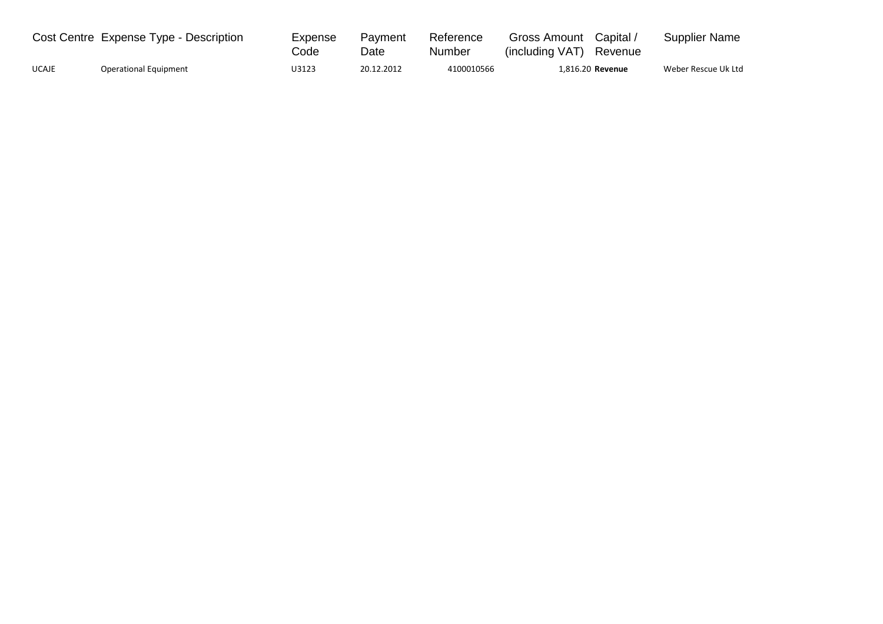| Cost Centre | Expense Type - Description | Expense Code | Payment Date | Reference Number | Gross Amount (including VAT) | Capital / Revenue | Supplier Name |
|---|---|---|---|---|---|---|---|
| UCAJE | Operational Equipment | U3123 | 20.12.2012 | 4100010566 | 1,816.20 | **Revenue** | Weber Rescue Uk Ltd |